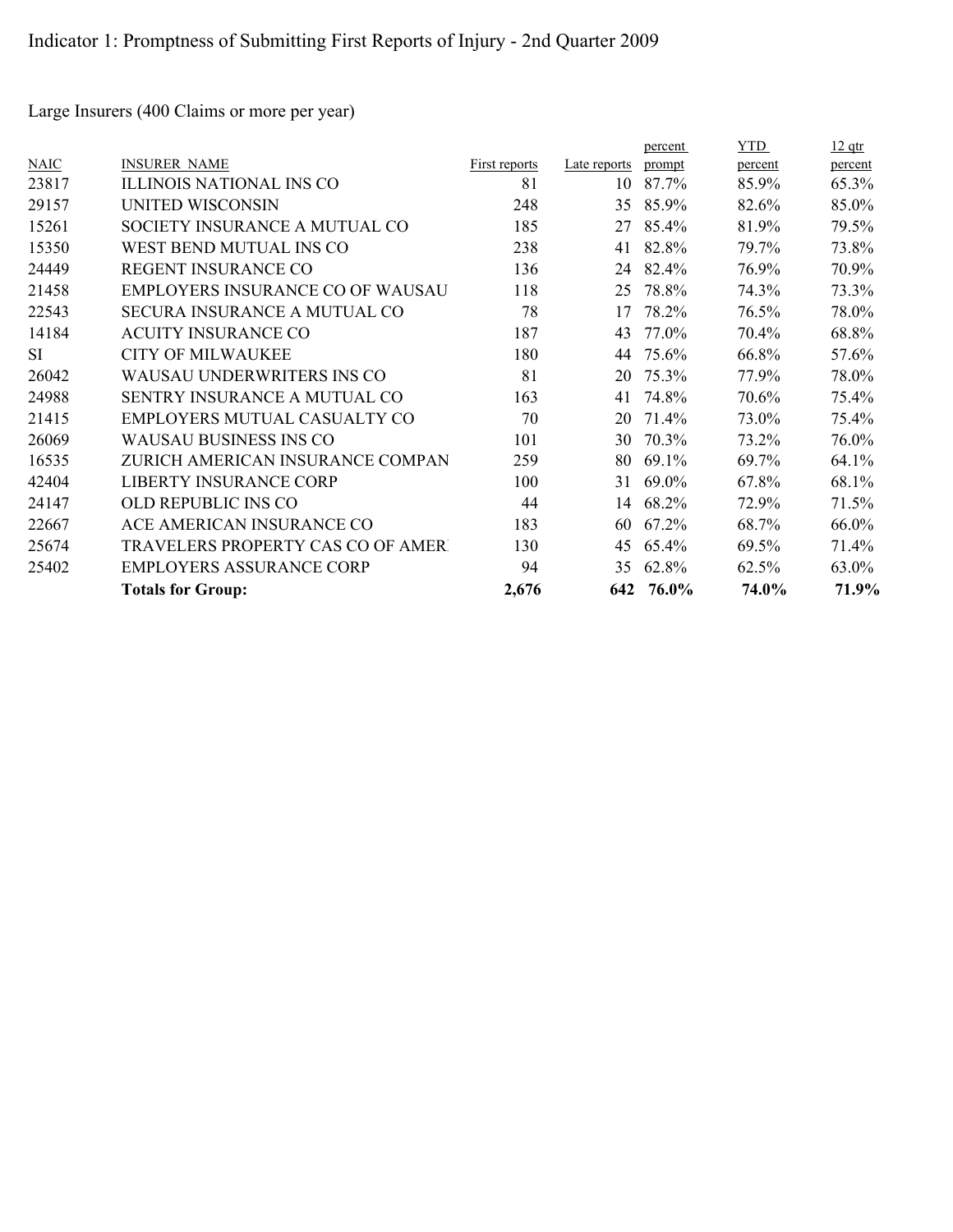# Indicator 1: Promptness of Submitting First Reports of Injury - 2nd Quarter 2009

## Large Insurers (400 Claims or more per year)

| NAIC | INSURER NAME | First reports | Late reports | percent prompt | YTD percent | 12 qtr percent |
|---|---|---|---|---|---|---|
| 23817 | ILLINOIS NATIONAL INS CO | 81 | 10 | 87.7% | 85.9% | 65.3% |
| 29157 | UNITED WISCONSIN | 248 | 35 | 85.9% | 82.6% | 85.0% |
| 15261 | SOCIETY INSURANCE A MUTUAL CO | 185 | 27 | 85.4% | 81.9% | 79.5% |
| 15350 | WEST BEND MUTUAL INS CO | 238 | 41 | 82.8% | 79.7% | 73.8% |
| 24449 | REGENT INSURANCE CO | 136 | 24 | 82.4% | 76.9% | 70.9% |
| 21458 | EMPLOYERS INSURANCE CO OF WAUSAU | 118 | 25 | 78.8% | 74.3% | 73.3% |
| 22543 | SECURA INSURANCE A MUTUAL CO | 78 | 17 | 78.2% | 76.5% | 78.0% |
| 14184 | ACUITY INSURANCE CO | 187 | 43 | 77.0% | 70.4% | 68.8% |
| SI | CITY OF MILWAUKEE | 180 | 44 | 75.6% | 66.8% | 57.6% |
| 26042 | WAUSAU UNDERWRITERS INS CO | 81 | 20 | 75.3% | 77.9% | 78.0% |
| 24988 | SENTRY INSURANCE A MUTUAL CO | 163 | 41 | 74.8% | 70.6% | 75.4% |
| 21415 | EMPLOYERS MUTUAL CASUALTY CO | 70 | 20 | 71.4% | 73.0% | 75.4% |
| 26069 | WAUSAU BUSINESS INS CO | 101 | 30 | 70.3% | 73.2% | 76.0% |
| 16535 | ZURICH AMERICAN INSURANCE COMPAN | 259 | 80 | 69.1% | 69.7% | 64.1% |
| 42404 | LIBERTY INSURANCE CORP | 100 | 31 | 69.0% | 67.8% | 68.1% |
| 24147 | OLD REPUBLIC INS CO | 44 | 14 | 68.2% | 72.9% | 71.5% |
| 22667 | ACE AMERICAN INSURANCE CO | 183 | 60 | 67.2% | 68.7% | 66.0% |
| 25674 | TRAVELERS PROPERTY CAS CO OF AMER | 130 | 45 | 65.4% | 69.5% | 71.4% |
| 25402 | EMPLOYERS ASSURANCE CORP | 94 | 35 | 62.8% | 62.5% | 63.0% |
| | **Totals for Group:** | **2,676** | **642** | **76.0%** | **74.0%** | **71.9%** |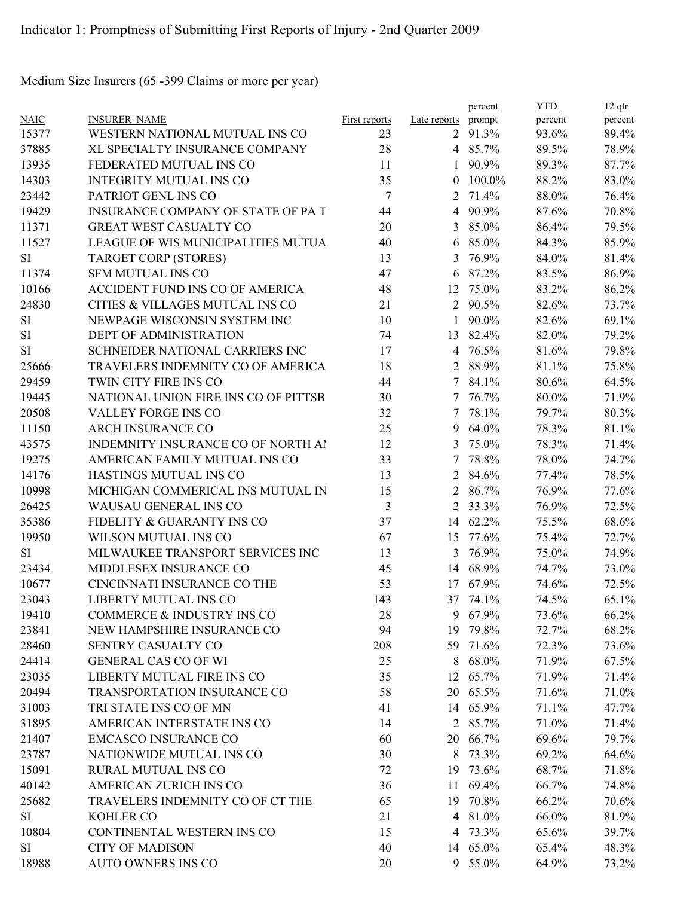Indicator 1: Promptness of Submitting First Reports of Injury - 2nd Quarter 2009

Medium Size Insurers (65 -399 Claims or more per year)

| NAIC | INSURER NAME | First reports | Late reports | percent prompt | YTD percent | 12 qtr percent |
|---|---|---|---|---|---|---|
| 15377 | WESTERN NATIONAL MUTUAL INS CO | 23 | 2 | 91.3% | 93.6% | 89.4% |
| 37885 | XL SPECIALTY INSURANCE COMPANY | 28 | 4 | 85.7% | 89.5% | 78.9% |
| 13935 | FEDERATED MUTUAL INS CO | 11 | 1 | 90.9% | 89.3% | 87.7% |
| 14303 | INTEGRITY MUTUAL INS CO | 35 | 0 | 100.0% | 88.2% | 83.0% |
| 23442 | PATRIOT GENL INS CO | 7 | 2 | 71.4% | 88.0% | 76.4% |
| 19429 | INSURANCE COMPANY OF STATE OF PA T | 44 | 4 | 90.9% | 87.6% | 70.8% |
| 11371 | GREAT WEST CASUALTY CO | 20 | 3 | 85.0% | 86.4% | 79.5% |
| 11527 | LEAGUE OF WIS MUNICIPALITIES MUTUA | 40 | 6 | 85.0% | 84.3% | 85.9% |
| SI | TARGET CORP (STORES) | 13 | 3 | 76.9% | 84.0% | 81.4% |
| 11374 | SFM MUTUAL INS CO | 47 | 6 | 87.2% | 83.5% | 86.9% |
| 10166 | ACCIDENT FUND INS CO OF AMERICA | 48 | 12 | 75.0% | 83.2% | 86.2% |
| 24830 | CITIES & VILLAGES MUTUAL INS CO | 21 | 2 | 90.5% | 82.6% | 73.7% |
| SI | NEWPAGE WISCONSIN SYSTEM INC | 10 | 1 | 90.0% | 82.6% | 69.1% |
| SI | DEPT OF ADMINISTRATION | 74 | 13 | 82.4% | 82.0% | 79.2% |
| SI | SCHNEIDER NATIONAL CARRIERS INC | 17 | 4 | 76.5% | 81.6% | 79.8% |
| 25666 | TRAVELERS INDEMNITY CO OF AMERICA | 18 | 2 | 88.9% | 81.1% | 75.8% |
| 29459 | TWIN CITY FIRE INS CO | 44 | 7 | 84.1% | 80.6% | 64.5% |
| 19445 | NATIONAL UNION FIRE INS CO OF PITTSB | 30 | 7 | 76.7% | 80.0% | 71.9% |
| 20508 | VALLEY FORGE INS CO | 32 | 7 | 78.1% | 79.7% | 80.3% |
| 11150 | ARCH INSURANCE CO | 25 | 9 | 64.0% | 78.3% | 81.1% |
| 43575 | INDEMNITY INSURANCE CO OF NORTH AI | 12 | 3 | 75.0% | 78.3% | 71.4% |
| 19275 | AMERICAN FAMILY MUTUAL INS CO | 33 | 7 | 78.8% | 78.0% | 74.7% |
| 14176 | HASTINGS MUTUAL INS CO | 13 | 2 | 84.6% | 77.4% | 78.5% |
| 10998 | MICHIGAN COMMERICAL INS MUTUAL IN | 15 | 2 | 86.7% | 76.9% | 77.6% |
| 26425 | WAUSAU GENERAL INS CO | 3 | 2 | 33.3% | 76.9% | 72.5% |
| 35386 | FIDELITY & GUARANTY INS CO | 37 | 14 | 62.2% | 75.5% | 68.6% |
| 19950 | WILSON MUTUAL INS CO | 67 | 15 | 77.6% | 75.4% | 72.7% |
| SI | MILWAUKEE TRANSPORT SERVICES INC | 13 | 3 | 76.9% | 75.0% | 74.9% |
| 23434 | MIDDLESEX INSURANCE CO | 45 | 14 | 68.9% | 74.7% | 73.0% |
| 10677 | CINCINNATI INSURANCE CO THE | 53 | 17 | 67.9% | 74.6% | 72.5% |
| 23043 | LIBERTY MUTUAL INS CO | 143 | 37 | 74.1% | 74.5% | 65.1% |
| 19410 | COMMERCE & INDUSTRY INS CO | 28 | 9 | 67.9% | 73.6% | 66.2% |
| 23841 | NEW HAMPSHIRE INSURANCE CO | 94 | 19 | 79.8% | 72.7% | 68.2% |
| 28460 | SENTRY CASUALTY CO | 208 | 59 | 71.6% | 72.3% | 73.6% |
| 24414 | GENERAL CAS CO OF WI | 25 | 8 | 68.0% | 71.9% | 67.5% |
| 23035 | LIBERTY MUTUAL FIRE INS CO | 35 | 12 | 65.7% | 71.9% | 71.4% |
| 20494 | TRANSPORTATION INSURANCE CO | 58 | 20 | 65.5% | 71.6% | 71.0% |
| 31003 | TRI STATE INS CO OF MN | 41 | 14 | 65.9% | 71.1% | 47.7% |
| 31895 | AMERICAN INTERSTATE INS CO | 14 | 2 | 85.7% | 71.0% | 71.4% |
| 21407 | EMCASCO INSURANCE CO | 60 | 20 | 66.7% | 69.6% | 79.7% |
| 23787 | NATIONWIDE MUTUAL INS CO | 30 | 8 | 73.3% | 69.2% | 64.6% |
| 15091 | RURAL MUTUAL INS CO | 72 | 19 | 73.6% | 68.7% | 71.8% |
| 40142 | AMERICAN ZURICH INS CO | 36 | 11 | 69.4% | 66.7% | 74.8% |
| 25682 | TRAVELERS INDEMNITY CO OF CT THE | 65 | 19 | 70.8% | 66.2% | 70.6% |
| SI | KOHLER CO | 21 | 4 | 81.0% | 66.0% | 81.9% |
| 10804 | CONTINENTAL WESTERN INS CO | 15 | 4 | 73.3% | 65.6% | 39.7% |
| SI | CITY OF MADISON | 40 | 14 | 65.0% | 65.4% | 48.3% |
| 18988 | AUTO OWNERS INS CO | 20 | 9 | 55.0% | 64.9% | 73.2% |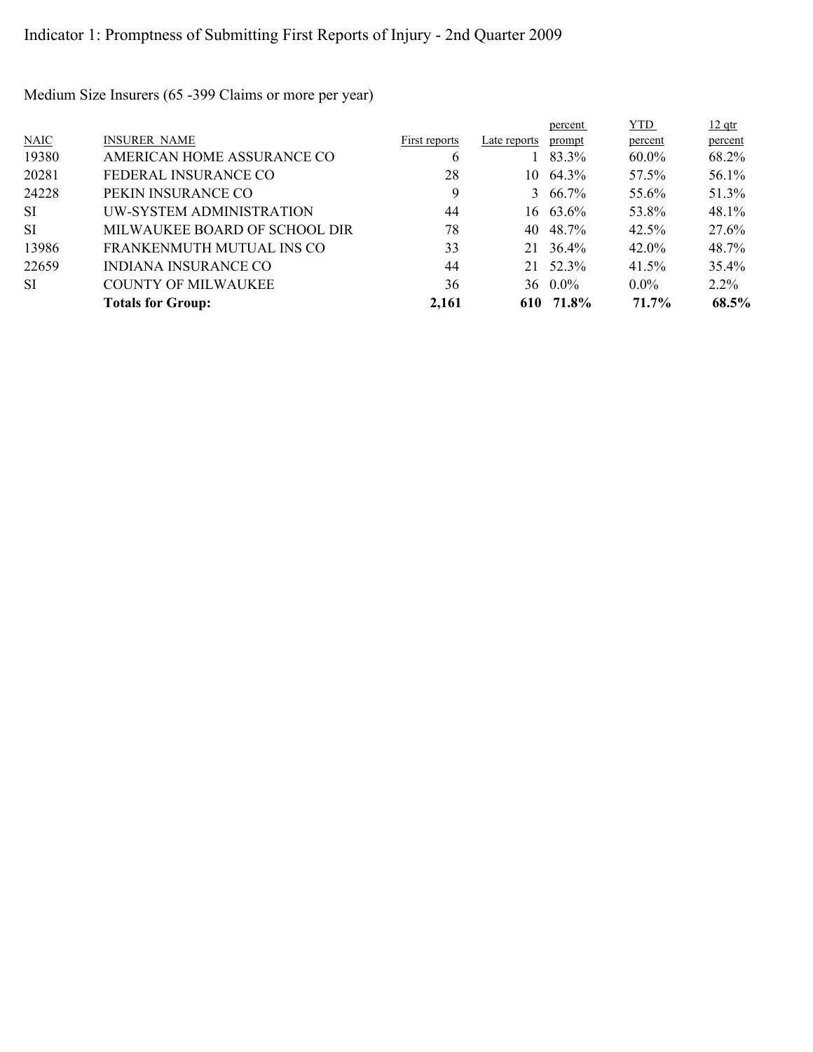# Indicator 1: Promptness of Submitting First Reports of Injury - 2nd Quarter 2009

Medium Size Insurers (65 -399 Claims or more per year)

| NAIC | INSURER NAME | First reports | Late reports | percent prompt | YTD percent | 12 qtr percent |
|---|---|---|---|---|---|---|
| 19380 | AMERICAN HOME ASSURANCE CO | 6 | 1 | 83.3% | 60.0% | 68.2% |
| 20281 | FEDERAL INSURANCE CO | 28 | 10 | 64.3% | 57.5% | 56.1% |
| 24228 | PEKIN INSURANCE CO | 9 | 3 | 66.7% | 55.6% | 51.3% |
| SI | UW-SYSTEM ADMINISTRATION | 44 | 16 | 63.6% | 53.8% | 48.1% |
| SI | MILWAUKEE BOARD OF SCHOOL DIR | 78 | 40 | 48.7% | 42.5% | 27.6% |
| 13986 | FRANKENMUTH MUTUAL INS CO | 33 | 21 | 36.4% | 42.0% | 48.7% |
| 22659 | INDIANA INSURANCE CO | 44 | 21 | 52.3% | 41.5% | 35.4% |
| SI | COUNTY OF MILWAUKEE | 36 | 36 | 0.0% | 0.0% | 2.2% |
| | **Totals for Group:** | **2,161** | **610** | **71.8%** | **71.7%** | **68.5%** |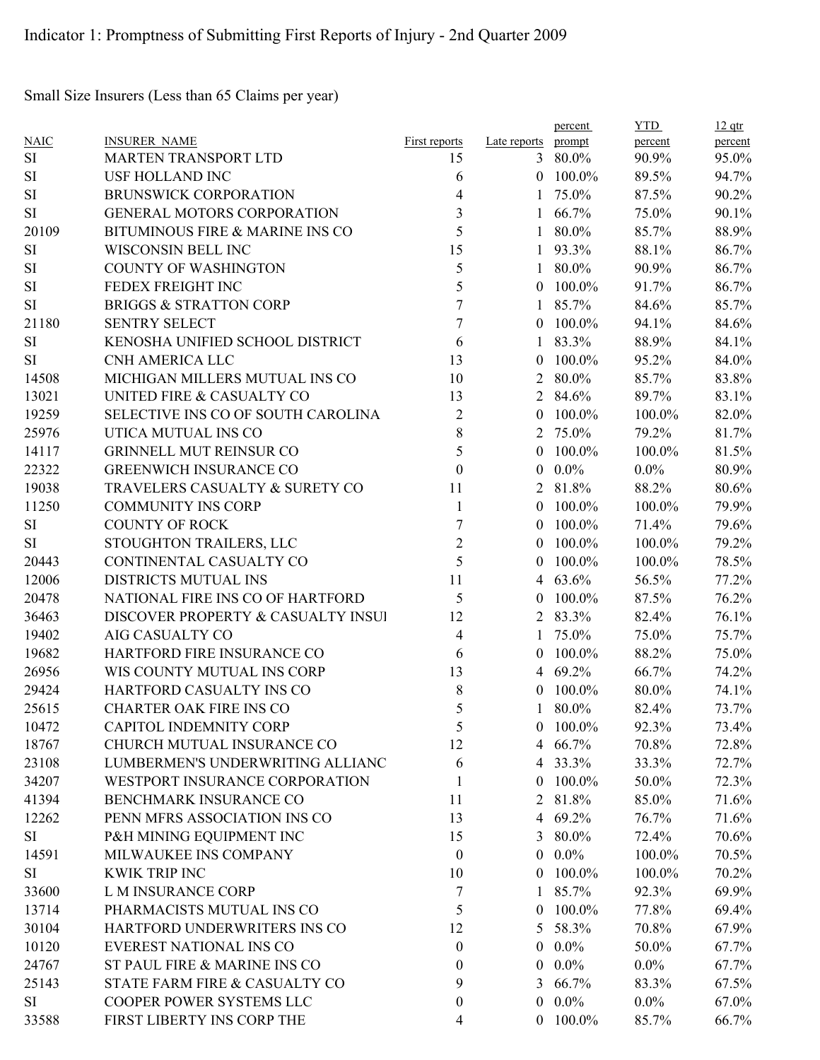Indicator 1: Promptness of Submitting First Reports of Injury - 2nd Quarter 2009

Small Size Insurers (Less than 65 Claims per year)

| NAIC | INSURER_NAME | First reports | Late reports | percent prompt | YTD percent | 12 qtr percent |
|---|---|---|---|---|---|---|
| SI | MARTEN TRANSPORT LTD | 15 | 3 | 80.0% | 90.9% | 95.0% |
| SI | USF HOLLAND INC | 6 | 0 | 100.0% | 89.5% | 94.7% |
| SI | BRUNSWICK CORPORATION | 4 | 1 | 75.0% | 87.5% | 90.2% |
| SI | GENERAL MOTORS CORPORATION | 3 | 1 | 66.7% | 75.0% | 90.1% |
| 20109 | BITUMINOUS FIRE & MARINE INS CO | 5 | 1 | 80.0% | 85.7% | 88.9% |
| SI | WISCONSIN BELL INC | 15 | 1 | 93.3% | 88.1% | 86.7% |
| SI | COUNTY OF WASHINGTON | 5 | 1 | 80.0% | 90.9% | 86.7% |
| SI | FEDEX FREIGHT INC | 5 | 0 | 100.0% | 91.7% | 86.7% |
| SI | BRIGGS & STRATTON CORP | 7 | 1 | 85.7% | 84.6% | 85.7% |
| 21180 | SENTRY SELECT | 7 | 0 | 100.0% | 94.1% | 84.6% |
| SI | KENOSHA UNIFIED SCHOOL DISTRICT | 6 | 1 | 83.3% | 88.9% | 84.1% |
| SI | CNH AMERICA LLC | 13 | 0 | 100.0% | 95.2% | 84.0% |
| 14508 | MICHIGAN MILLERS MUTUAL INS CO | 10 | 2 | 80.0% | 85.7% | 83.8% |
| 13021 | UNITED FIRE & CASUALTY CO | 13 | 2 | 84.6% | 89.7% | 83.1% |
| 19259 | SELECTIVE INS CO OF SOUTH CAROLINA | 2 | 0 | 100.0% | 100.0% | 82.0% |
| 25976 | UTICA MUTUAL INS CO | 8 | 2 | 75.0% | 79.2% | 81.7% |
| 14117 | GRINNELL MUT REINSUR CO | 5 | 0 | 100.0% | 100.0% | 81.5% |
| 22322 | GREENWICH INSURANCE CO | 0 | 0 | 0.0% | 0.0% | 80.9% |
| 19038 | TRAVELERS CASUALTY & SURETY CO | 11 | 2 | 81.8% | 88.2% | 80.6% |
| 11250 | COMMUNITY INS CORP | 1 | 0 | 100.0% | 100.0% | 79.9% |
| SI | COUNTY OF ROCK | 7 | 0 | 100.0% | 71.4% | 79.6% |
| SI | STOUGHTON TRAILERS, LLC | 2 | 0 | 100.0% | 100.0% | 79.2% |
| 20443 | CONTINENTAL CASUALTY CO | 5 | 0 | 100.0% | 100.0% | 78.5% |
| 12006 | DISTRICTS MUTUAL INS | 11 | 4 | 63.6% | 56.5% | 77.2% |
| 20478 | NATIONAL FIRE INS CO OF HARTFORD | 5 | 0 | 100.0% | 87.5% | 76.2% |
| 36463 | DISCOVER PROPERTY & CASUALTY INSUI | 12 | 2 | 83.3% | 82.4% | 76.1% |
| 19402 | AIG CASUALTY CO | 4 | 1 | 75.0% | 75.0% | 75.7% |
| 19682 | HARTFORD FIRE INSURANCE CO | 6 | 0 | 100.0% | 88.2% | 75.0% |
| 26956 | WIS COUNTY MUTUAL INS CORP | 13 | 4 | 69.2% | 66.7% | 74.2% |
| 29424 | HARTFORD CASUALTY INS CO | 8 | 0 | 100.0% | 80.0% | 74.1% |
| 25615 | CHARTER OAK FIRE INS CO | 5 | 1 | 80.0% | 82.4% | 73.7% |
| 10472 | CAPITOL INDEMNITY CORP | 5 | 0 | 100.0% | 92.3% | 73.4% |
| 18767 | CHURCH MUTUAL INSURANCE CO | 12 | 4 | 66.7% | 70.8% | 72.8% |
| 23108 | LUMBERMEN'S UNDERWRITING ALLIANC | 6 | 4 | 33.3% | 33.3% | 72.7% |
| 34207 | WESTPORT INSURANCE CORPORATION | 1 | 0 | 100.0% | 50.0% | 72.3% |
| 41394 | BENCHMARK INSURANCE CO | 11 | 2 | 81.8% | 85.0% | 71.6% |
| 12262 | PENN MFRS ASSOCIATION INS CO | 13 | 4 | 69.2% | 76.7% | 71.6% |
| SI | P&H MINING EQUIPMENT INC | 15 | 3 | 80.0% | 72.4% | 70.6% |
| 14591 | MILWAUKEE INS COMPANY | 0 | 0 | 0.0% | 100.0% | 70.5% |
| SI | KWIK TRIP INC | 10 | 0 | 100.0% | 100.0% | 70.2% |
| 33600 | L M INSURANCE CORP | 7 | 1 | 85.7% | 92.3% | 69.9% |
| 13714 | PHARMACISTS MUTUAL INS CO | 5 | 0 | 100.0% | 77.8% | 69.4% |
| 30104 | HARTFORD UNDERWRITERS INS CO | 12 | 5 | 58.3% | 70.8% | 67.9% |
| 10120 | EVEREST NATIONAL INS CO | 0 | 0 | 0.0% | 50.0% | 67.7% |
| 24767 | ST PAUL FIRE & MARINE INS CO | 0 | 0 | 0.0% | 0.0% | 67.7% |
| 25143 | STATE FARM FIRE & CASUALTY CO | 9 | 3 | 66.7% | 83.3% | 67.5% |
| SI | COOPER POWER SYSTEMS LLC | 0 | 0 | 0.0% | 0.0% | 67.0% |
| 33588 | FIRST LIBERTY INS CORP THE | 4 | 0 | 100.0% | 85.7% | 66.7% |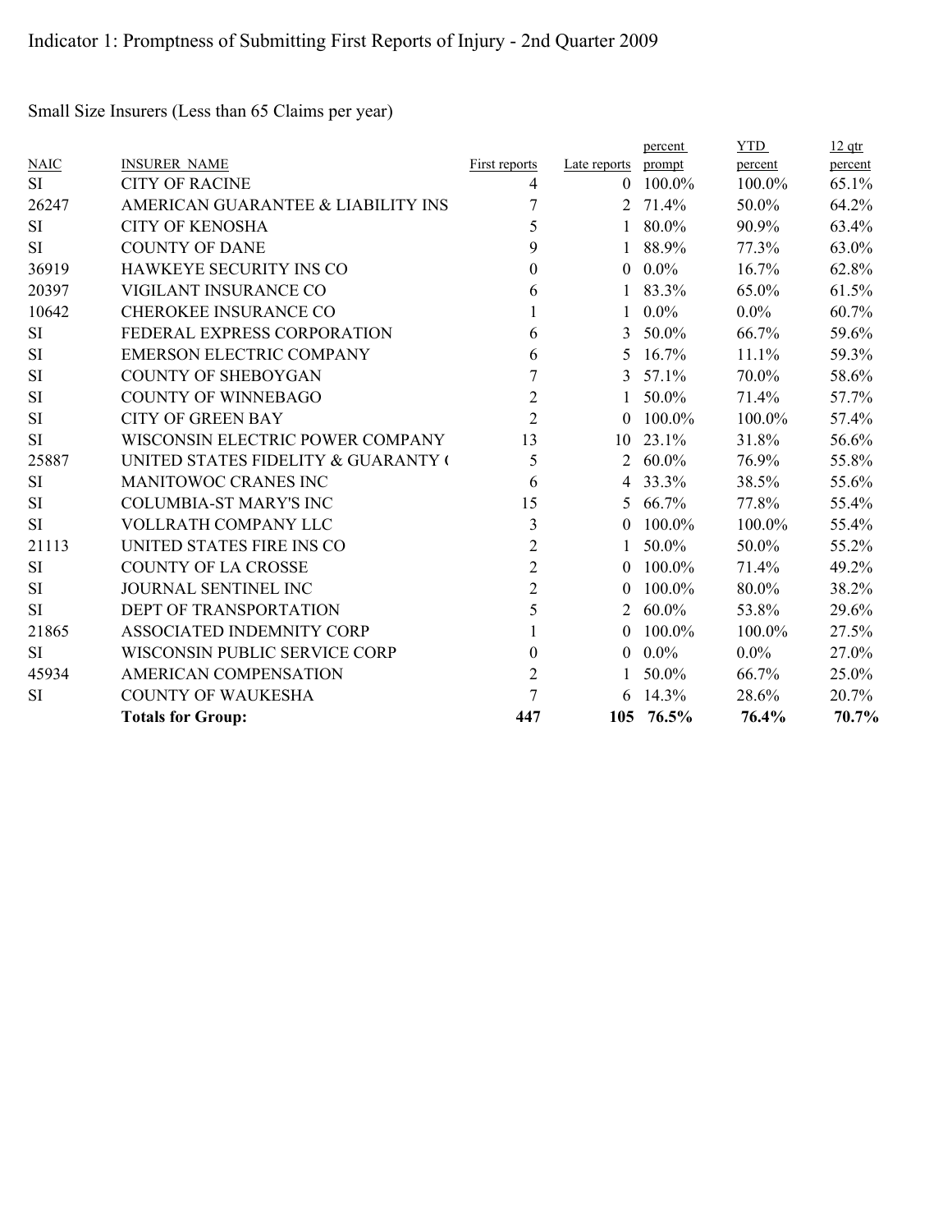# Indicator 1: Promptness of Submitting First Reports of Injury - 2nd Quarter 2009

## Small Size Insurers (Less than 65 Claims per year)

| NAIC | INSURER NAME | First reports | Late reports | percent prompt | YTD percent | 12 qtr percent |
|---|---|---|---|---|---|---|
| SI | CITY OF RACINE | 4 | 0 | 100.0% | 100.0% | 65.1% |
| 26247 | AMERICAN GUARANTEE & LIABILITY INS | 7 | 2 | 71.4% | 50.0% | 64.2% |
| SI | CITY OF KENOSHA | 5 | 1 | 80.0% | 90.9% | 63.4% |
| SI | COUNTY OF DANE | 9 | 1 | 88.9% | 77.3% | 63.0% |
| 36919 | HAWKEYE SECURITY INS CO | 0 | 0 | 0.0% | 16.7% | 62.8% |
| 20397 | VIGILANT INSURANCE CO | 6 | 1 | 83.3% | 65.0% | 61.5% |
| 10642 | CHEROKEE INSURANCE CO | 1 | 1 | 0.0% | 0.0% | 60.7% |
| SI | FEDERAL EXPRESS CORPORATION | 6 | 3 | 50.0% | 66.7% | 59.6% |
| SI | EMERSON ELECTRIC COMPANY | 6 | 5 | 16.7% | 11.1% | 59.3% |
| SI | COUNTY OF SHEBOYGAN | 7 | 3 | 57.1% | 70.0% | 58.6% |
| SI | COUNTY OF WINNEBAGO | 2 | 1 | 50.0% | 71.4% | 57.7% |
| SI | CITY OF GREEN BAY | 2 | 0 | 100.0% | 100.0% | 57.4% |
| SI | WISCONSIN ELECTRIC POWER COMPANY | 13 | 10 | 23.1% | 31.8% | 56.6% |
| 25887 | UNITED STATES FIDELITY & GUARANTY ( | 5 | 2 | 60.0% | 76.9% | 55.8% |
| SI | MANITOWOC CRANES INC | 6 | 4 | 33.3% | 38.5% | 55.6% |
| SI | COLUMBIA-ST MARY'S INC | 15 | 5 | 66.7% | 77.8% | 55.4% |
| SI | VOLLRATH COMPANY LLC | 3 | 0 | 100.0% | 100.0% | 55.4% |
| 21113 | UNITED STATES FIRE INS CO | 2 | 1 | 50.0% | 50.0% | 55.2% |
| SI | COUNTY OF LA CROSSE | 2 | 0 | 100.0% | 71.4% | 49.2% |
| SI | JOURNAL SENTINEL INC | 2 | 0 | 100.0% | 80.0% | 38.2% |
| SI | DEPT OF TRANSPORTATION | 5 | 2 | 60.0% | 53.8% | 29.6% |
| 21865 | ASSOCIATED INDEMNITY CORP | 1 | 0 | 100.0% | 100.0% | 27.5% |
| SI | WISCONSIN PUBLIC SERVICE CORP | 0 | 0 | 0.0% | 0.0% | 27.0% |
| 45934 | AMERICAN COMPENSATION | 2 | 1 | 50.0% | 66.7% | 25.0% |
| SI | COUNTY OF WAUKESHA | 7 | 6 | 14.3% | 28.6% | 20.7% |
| | **Totals for Group:** | **447** | **105** | **76.5%** | **76.4%** | **70.7%** |